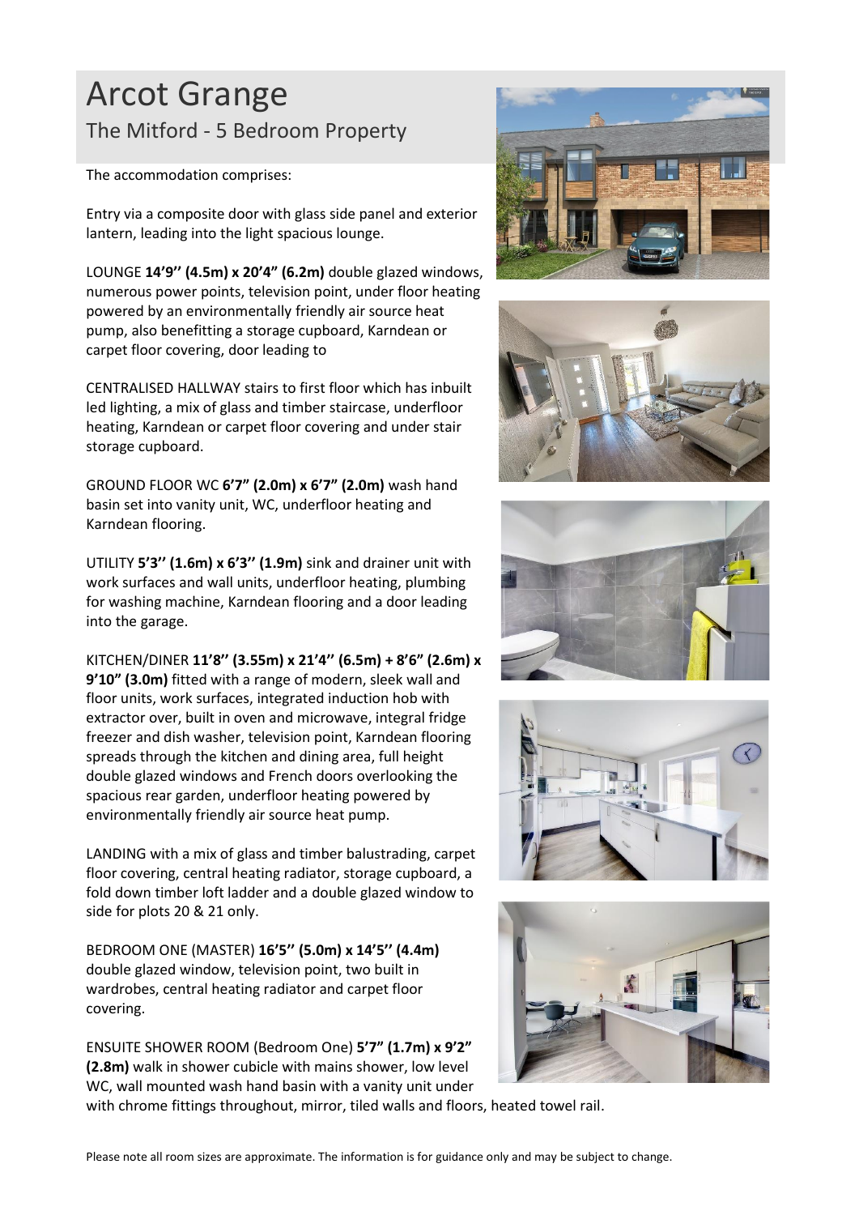# Arcot Grange

## The Mitford - 5 Bedroom Property

The accommodation comprises:

Entry via a composite door with glass side panel and exterior lantern, leading into the light spacious lounge.

LOUNGE **14'9'' (4.5m) x 20'4" (6.2m)** double glazed windows, numerous power points, television point, under floor heating powered by an environmentally friendly air source heat pump, also benefitting a storage cupboard, Karndean or carpet floor covering, door leading to

CENTRALISED HALLWAY stairs to first floor which has inbuilt led lighting, a mix of glass and timber staircase, underfloor heating, Karndean or carpet floor covering and under stair storage cupboard.

GROUND FLOOR WC **6'7" (2.0m) x 6'7" (2.0m)** wash hand basin set into vanity unit, WC, underfloor heating and Karndean flooring.

UTILITY **5'3'' (1.6m) x 6'3'' (1.9m)** sink and drainer unit with work surfaces and wall units, underfloor heating, plumbing for washing machine, Karndean flooring and a door leading into the garage.

KITCHEN/DINER **11'8'' (3.55m) x 21'4'' (6.5m) + 8'6" (2.6m) x 9'10" (3.0m)** fitted with a range of modern, sleek wall and floor units, work surfaces, integrated induction hob with extractor over, built in oven and microwave, integral fridge freezer and dish washer, television point, Karndean flooring spreads through the kitchen and dining area, full height double glazed windows and French doors overlooking the spacious rear garden, underfloor heating powered by environmentally friendly air source heat pump.

LANDING with a mix of glass and timber balustrading, carpet floor covering, central heating radiator, storage cupboard, a fold down timber loft ladder and a double glazed window to side for plots 20 & 21 only.

BEDROOM ONE (MASTER) **16'5'' (5.0m) x 14'5'' (4.4m)** double glazed window, television point, two built in wardrobes, central heating radiator and carpet floor covering.

ENSUITE SHOWER ROOM (Bedroom One) **5'7" (1.7m) x 9'2" (2.8m)** walk in shower cubicle with mains shower, low level WC, wall mounted wash hand basin with a vanity unit under with chrome fittings throughout, mirror, tiled walls and floors, heated towel rail.

Please note all room sizes are approximate. The information is for guidance only and may be subject to change.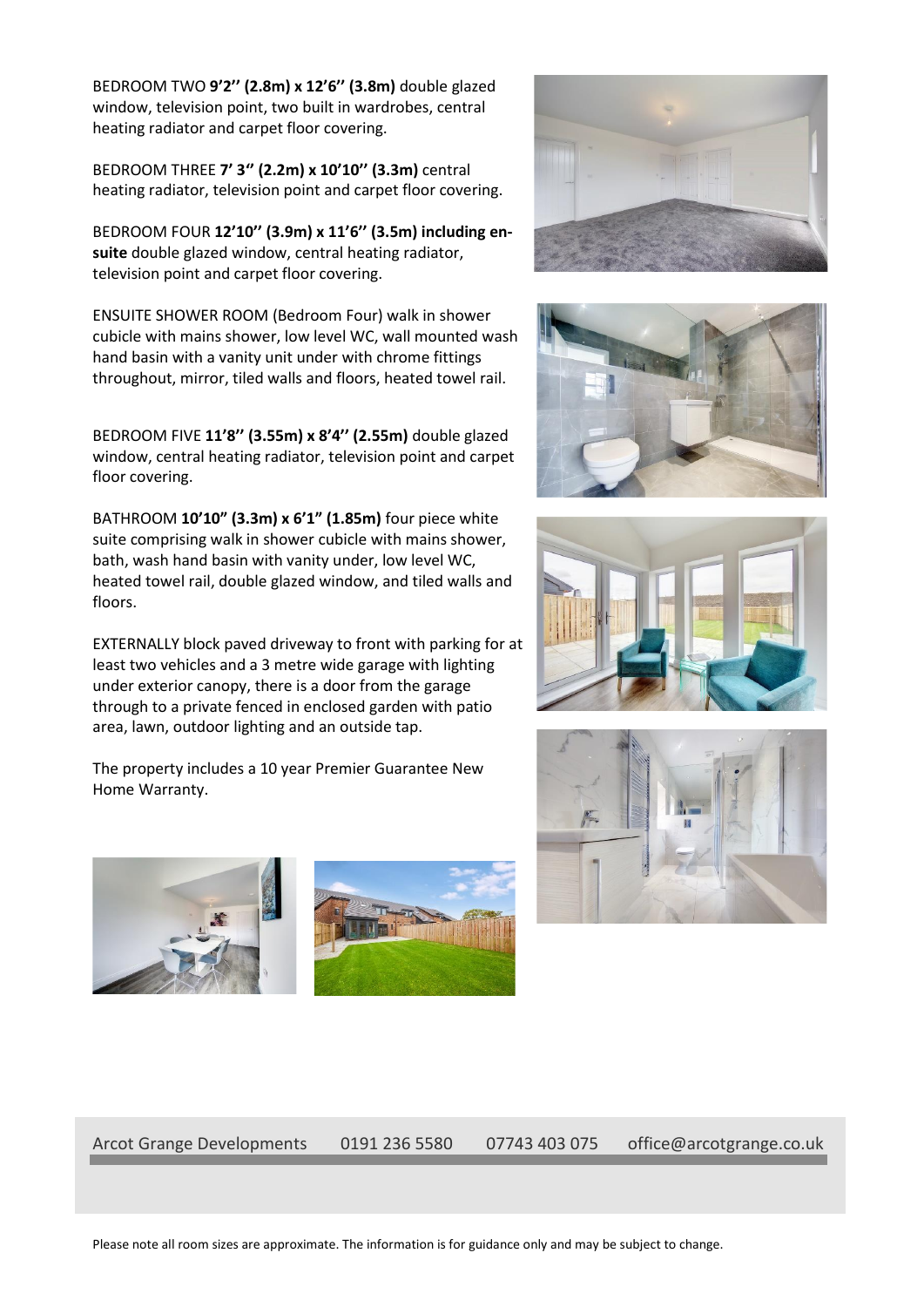BEDROOM TWO **9'2'' (2.8m) x 12'6'' (3.8m)** double glazed window, television point, two built in wardrobes, central heating radiator and carpet floor covering.

BEDROOM THREE **7' 3'' (2.2m) x 10'10'' (3.3m)** central heating radiator, television point and carpet floor covering.

BEDROOM FOUR **12'10'' (3.9m) x 11'6'' (3.5m) including en-suite** double glazed window, central heating radiator, television point and carpet floor covering.

ENSUITE SHOWER ROOM (Bedroom Four) walk in shower cubicle with mains shower, low level WC, wall mounted wash hand basin with a vanity unit under with chrome fittings throughout, mirror, tiled walls and floors, heated towel rail.

BEDROOM FIVE **11'8'' (3.55m) x 8'4'' (2.55m)** double glazed window, central heating radiator, television point and carpet floor covering.

BATHROOM **10'10" (3.3m) x 6'1" (1.85m)** four piece white suite comprising walk in shower cubicle with mains shower, bath, wash hand basin with vanity under, low level WC, heated towel rail, double glazed window, and tiled walls and floors.

EXTERNALLY block paved driveway to front with parking for at least two vehicles and a 3 metre wide garage with lighting under exterior canopy, there is a door from the garage through to a private fenced in enclosed garden with patio area, lawn, outdoor lighting and an outside tap.

The property includes a 10 year Premier Guarantee New Home Warranty.

Arcot Grange Developments 0191 236 5580 07743 403 075 office@arcotgrange.co.uk

Please note all room sizes are approximate. The information is for guidance only and may be subject to change.